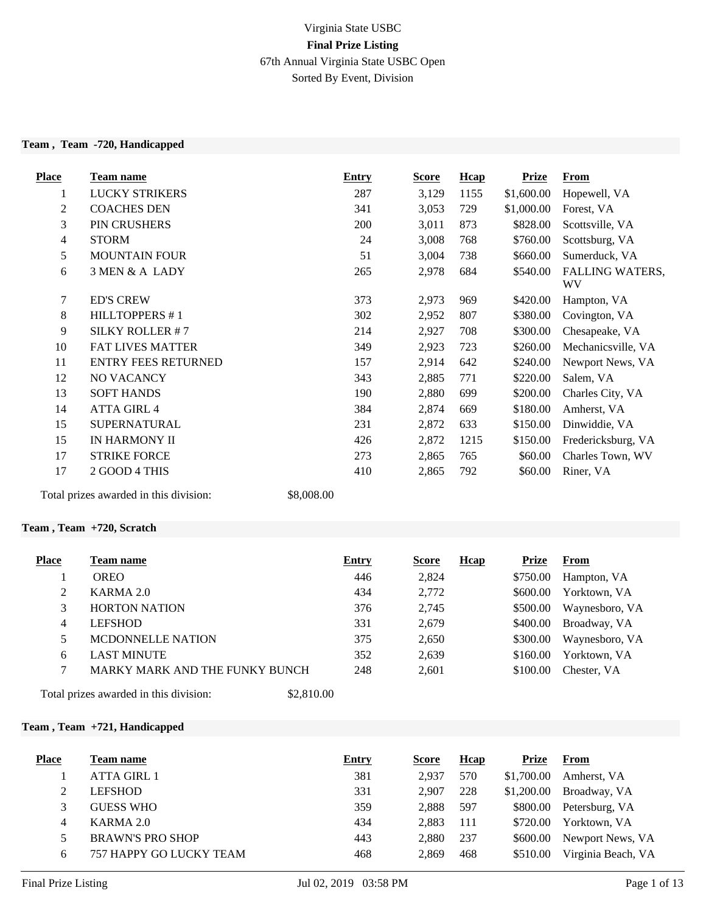Virginia State USBC

**Final Prize Listing**

67th Annual Virginia State USBC Open

Sorted By Event, Division

### Team , Team -720, Handicapped

| Place | Team name | Entry | Score | Hcap | Prize | From |
|---|---|---|---|---|---|---|
| 1 | LUCKY STRIKERS | 287 | 3,129 | 1155 | $1,600.00 | Hopewell, VA |
| 2 | COACHES DEN | 341 | 3,053 | 729 | $1,000.00 | Forest, VA |
| 3 | PIN CRUSHERS | 200 | 3,011 | 873 | $828.00 | Scottsville, VA |
| 4 | STORM | 24 | 3,008 | 768 | $760.00 | Scottsburg, VA |
| 5 | MOUNTAIN FOUR | 51 | 3,004 | 738 | $660.00 | Sumerduck, VA |
| 6 | 3 MEN & A LADY | 265 | 2,978 | 684 | $540.00 | FALLING WATERS, WV |
| 7 | ED'S CREW | 373 | 2,973 | 969 | $420.00 | Hampton, VA |
| 8 | HILLTOPPERS # 1 | 302 | 2,952 | 807 | $380.00 | Covington, VA |
| 9 | SILKY ROLLER # 7 | 214 | 2,927 | 708 | $300.00 | Chesapeake, VA |
| 10 | FAT LIVES MATTER | 349 | 2,923 | 723 | $260.00 | Mechanicsville, VA |
| 11 | ENTRY FEES RETURNED | 157 | 2,914 | 642 | $240.00 | Newport News, VA |
| 12 | NO VACANCY | 343 | 2,885 | 771 | $220.00 | Salem, VA |
| 13 | SOFT HANDS | 190 | 2,880 | 699 | $200.00 | Charles City, VA |
| 14 | ATTA GIRL 4 | 384 | 2,874 | 669 | $180.00 | Amherst, VA |
| 15 | SUPERNATURAL | 231 | 2,872 | 633 | $150.00 | Dinwiddie, VA |
| 15 | IN HARMONY II | 426 | 2,872 | 1215 | $150.00 | Fredericksburg, VA |
| 17 | STRIKE FORCE | 273 | 2,865 | 765 | $60.00 | Charles Town, WV |
| 17 | 2 GOOD 4 THIS | 410 | 2,865 | 792 | $60.00 | Riner, VA |

Total prizes awarded in this division: $8,008.00

### Team , Team +720, Scratch

| Place | Team name | Entry | Score | Hcap | Prize | From |
|---|---|---|---|---|---|---|
| 1 | OREO | 446 | 2,824 | | $750.00 | Hampton, VA |
| 2 | KARMA 2.0 | 434 | 2,772 | | $600.00 | Yorktown, VA |
| 3 | HORTON NATION | 376 | 2,745 | | $500.00 | Waynesboro, VA |
| 4 | LEFSHOD | 331 | 2,679 | | $400.00 | Broadway, VA |
| 5 | MCDONNELLE NATION | 375 | 2,650 | | $300.00 | Waynesboro, VA |
| 6 | LAST MINUTE | 352 | 2,639 | | $160.00 | Yorktown, VA |
| 7 | MARKY MARK AND THE FUNKY BUNCH | 248 | 2,601 | | $100.00 | Chester, VA |

Total prizes awarded in this division: $2,810.00

### Team , Team +721, Handicapped

| Place | Team name | Entry | Score | Hcap | Prize | From |
|---|---|---|---|---|---|---|
| 1 | ATTA GIRL 1 | 381 | 2,937 | 570 | $1,700.00 | Amherst, VA |
| 2 | LEFSHOD | 331 | 2,907 | 228 | $1,200.00 | Broadway, VA |
| 3 | GUESS WHO | 359 | 2,888 | 597 | $800.00 | Petersburg, VA |
| 4 | KARMA 2.0 | 434 | 2,883 | 111 | $720.00 | Yorktown, VA |
| 5 | BRAWN'S PRO SHOP | 443 | 2,880 | 237 | $600.00 | Newport News, VA |
| 6 | 757 HAPPY GO LUCKY TEAM | 468 | 2,869 | 468 | $510.00 | Virginia Beach, VA |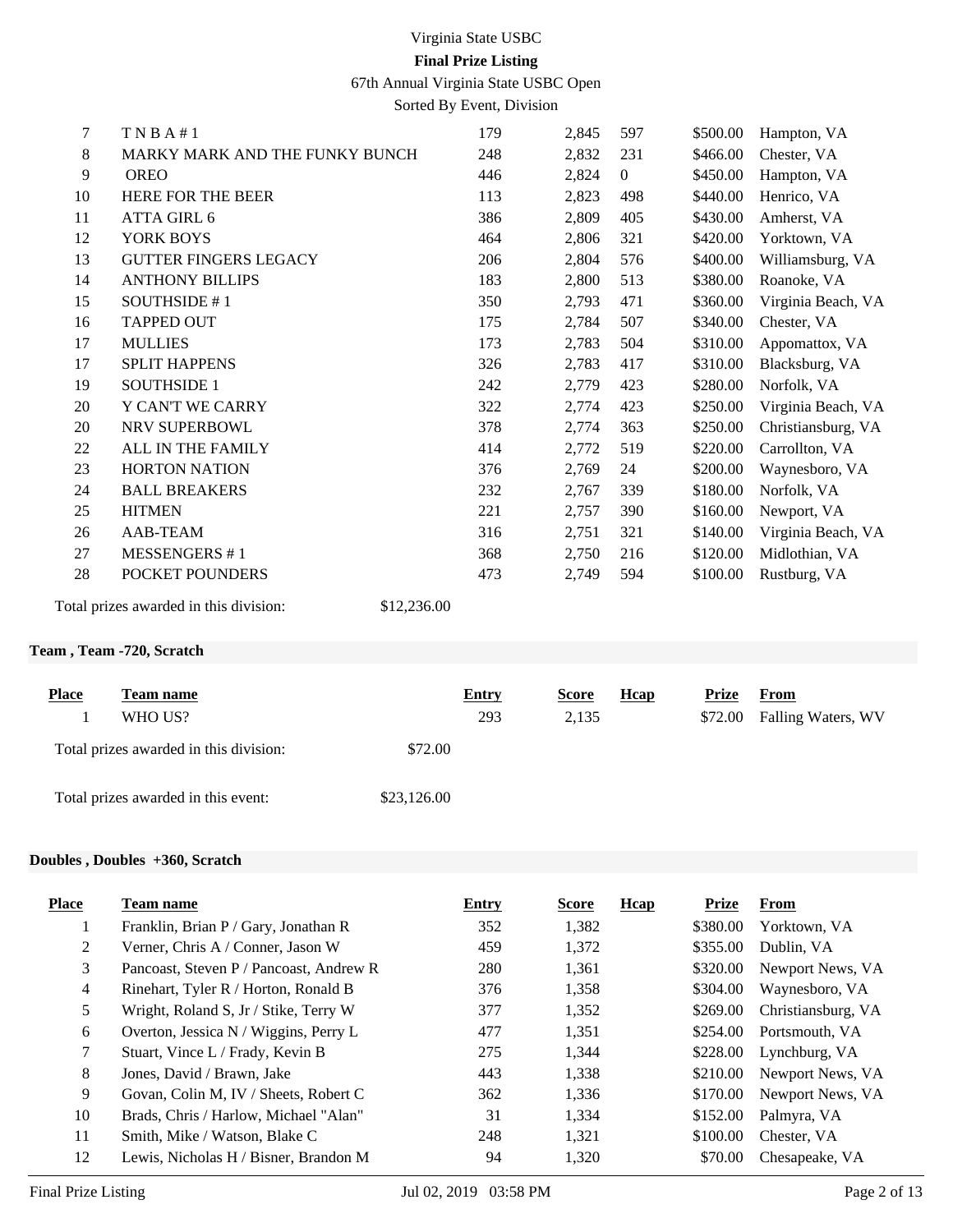| Place | Team name | Entry | Score | Hcap | Prize | From |
|---|---|---|---|---|---|---|
| 7 | T N B A # 1 | 179 | 2,845 | 597 | $500.00 | Hampton, VA |
| 8 | MARKY MARK AND THE FUNKY BUNCH | 248 | 2,832 | 231 | $466.00 | Chester, VA |
| 9 | OREO | 446 | 2,824 | 0 | $450.00 | Hampton, VA |
| 10 | HERE FOR THE BEER | 113 | 2,823 | 498 | $440.00 | Henrico, VA |
| 11 | ATTA GIRL 6 | 386 | 2,809 | 405 | $430.00 | Amherst, VA |
| 12 | YORK BOYS | 464 | 2,806 | 321 | $420.00 | Yorktown, VA |
| 13 | GUTTER FINGERS LEGACY | 206 | 2,804 | 576 | $400.00 | Williamsburg, VA |
| 14 | ANTHONY BILLIPS | 183 | 2,800 | 513 | $380.00 | Roanoke, VA |
| 15 | SOUTHSIDE # 1 | 350 | 2,793 | 471 | $360.00 | Virginia Beach, VA |
| 16 | TAPPED OUT | 175 | 2,784 | 507 | $340.00 | Chester, VA |
| 17 | MULLIES | 173 | 2,783 | 504 | $310.00 | Appomattox, VA |
| 17 | SPLIT HAPPENS | 326 | 2,783 | 417 | $310.00 | Blacksburg, VA |
| 19 | SOUTHSIDE 1 | 242 | 2,779 | 423 | $280.00 | Norfolk, VA |
| 20 | Y CAN'T WE CARRY | 322 | 2,774 | 423 | $250.00 | Virginia Beach, VA |
| 20 | NRV SUPERBOWL | 378 | 2,774 | 363 | $250.00 | Christiansburg, VA |
| 22 | ALL IN THE FAMILY | 414 | 2,772 | 519 | $220.00 | Carrollton, VA |
| 23 | HORTON NATION | 376 | 2,769 | 24 | $200.00 | Waynesboro, VA |
| 24 | BALL BREAKERS | 232 | 2,767 | 339 | $180.00 | Norfolk, VA |
| 25 | HITMEN | 221 | 2,757 | 390 | $160.00 | Newport, VA |
| 26 | AAB-TEAM | 316 | 2,751 | 321 | $140.00 | Virginia Beach, VA |
| 27 | MESSENGERS # 1 | 368 | 2,750 | 216 | $120.00 | Midlothian, VA |
| 28 | POCKET POUNDERS | 473 | 2,749 | 594 | $100.00 | Rustburg, VA |

Total prizes awarded in this division: $12,236.00

**Team , Team -720, Scratch**

| Place | Team name | Entry | Score | Hcap | Prize | From |
|---|---|---|---|---|---|---|
| 1 | WHO US? | 293 | 2,135 | | $72.00 | Falling Waters, WV |

Total prizes awarded in this division: $72.00

Total prizes awarded in this event: $23,126.00

**Doubles , Doubles +360, Scratch**

| Place | Team name | Entry | Score | Hcap | Prize | From |
|---|---|---|---|---|---|---|
| 1 | Franklin, Brian P / Gary, Jonathan R | 352 | 1,382 | | $380.00 | Yorktown, VA |
| 2 | Verner, Chris A / Conner, Jason W | 459 | 1,372 | | $355.00 | Dublin, VA |
| 3 | Pancoast, Steven P / Pancoast, Andrew R | 280 | 1,361 | | $320.00 | Newport News, VA |
| 4 | Rinehart, Tyler R / Horton, Ronald B | 376 | 1,358 | | $304.00 | Waynesboro, VA |
| 5 | Wright, Roland S, Jr / Stike, Terry W | 377 | 1,352 | | $269.00 | Christiansburg, VA |
| 6 | Overton, Jessica N / Wiggins, Perry L | 477 | 1,351 | | $254.00 | Portsmouth, VA |
| 7 | Stuart, Vince L / Frady, Kevin B | 275 | 1,344 | | $228.00 | Lynchburg, VA |
| 8 | Jones, David / Brawn, Jake | 443 | 1,338 | | $210.00 | Newport News, VA |
| 9 | Govan, Colin M, IV / Sheets, Robert C | 362 | 1,336 | | $170.00 | Newport News, VA |
| 10 | Brads, Chris / Harlow, Michael "Alan" | 31 | 1,334 | | $152.00 | Palmyra, VA |
| 11 | Smith, Mike / Watson, Blake C | 248 | 1,321 | | $100.00 | Chester, VA |
| 12 | Lewis, Nicholas H / Bisner, Brandon M | 94 | 1,320 | | $70.00 | Chesapeake, VA |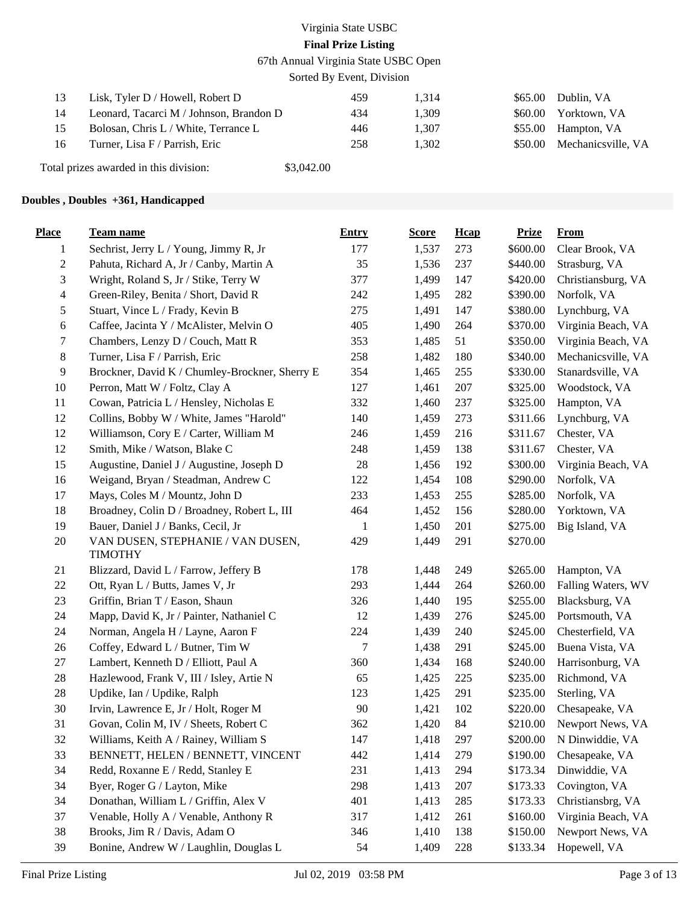| Place | Team name | Entry | Score | Hcap | Prize | From |
|---|---|---|---|---|---|---|
| 13 | Lisk, Tyler D / Howell, Robert D | 459 | 1,314 | | $65.00 | Dublin, VA |
| 14 | Leonard, Tacarci M / Johnson, Brandon D | 434 | 1,309 | | $60.00 | Yorktown, VA |
| 15 | Bolosan, Chris L / White, Terrance L | 446 | 1,307 | | $55.00 | Hampton, VA |
| 16 | Turner, Lisa F / Parrish, Eric | 258 | 1,302 | | $50.00 | Mechanicsville, VA |

Total prizes awarded in this division: $3,042.00

**Doubles , Doubles +361, Handicapped**

| Place | Team name | Entry | Score | Hcap | Prize | From |
|---|---|---|---|---|---|---|
| 1 | Sechrist, Jerry L / Young, Jimmy R, Jr | 177 | 1,537 | 273 | $600.00 | Clear Brook, VA |
| 2 | Pahuta, Richard A, Jr / Canby, Martin A | 35 | 1,536 | 237 | $440.00 | Strasburg, VA |
| 3 | Wright, Roland S, Jr / Stike, Terry W | 377 | 1,499 | 147 | $420.00 | Christiansburg, VA |
| 4 | Green-Riley, Benita / Short, David R | 242 | 1,495 | 282 | $390.00 | Norfolk, VA |
| 5 | Stuart, Vince L / Frady, Kevin B | 275 | 1,491 | 147 | $380.00 | Lynchburg, VA |
| 6 | Caffee, Jacinta Y / McAlister, Melvin O | 405 | 1,490 | 264 | $370.00 | Virginia Beach, VA |
| 7 | Chambers, Lenzy D / Couch, Matt R | 353 | 1,485 | 51 | $350.00 | Virginia Beach, VA |
| 8 | Turner, Lisa F / Parrish, Eric | 258 | 1,482 | 180 | $340.00 | Mechanicsville, VA |
| 9 | Brockner, David K / Chumley-Brockner, Sherry E | 354 | 1,465 | 255 | $330.00 | Stanardsville, VA |
| 10 | Perron, Matt W / Foltz, Clay A | 127 | 1,461 | 207 | $325.00 | Woodstock, VA |
| 11 | Cowan, Patricia L / Hensley, Nicholas E | 332 | 1,460 | 237 | $325.00 | Hampton, VA |
| 12 | Collins, Bobby W / White, James "Harold" | 140 | 1,459 | 273 | $311.66 | Lynchburg, VA |
| 12 | Williamson, Cory E / Carter, William M | 246 | 1,459 | 216 | $311.67 | Chester, VA |
| 12 | Smith, Mike / Watson, Blake C | 248 | 1,459 | 138 | $311.67 | Chester, VA |
| 15 | Augustine, Daniel J / Augustine, Joseph D | 28 | 1,456 | 192 | $300.00 | Virginia Beach, VA |
| 16 | Weigand, Bryan / Steadman, Andrew C | 122 | 1,454 | 108 | $290.00 | Norfolk, VA |
| 17 | Mays, Coles M / Mountz, John D | 233 | 1,453 | 255 | $285.00 | Norfolk, VA |
| 18 | Broadney, Colin D / Broadney, Robert L, III | 464 | 1,452 | 156 | $280.00 | Yorktown, VA |
| 19 | Bauer, Daniel J / Banks, Cecil, Jr | 1 | 1,450 | 201 | $275.00 | Big Island, VA |
| 20 | VAN DUSEN, STEPHANIE / VAN DUSEN, TIMOTHY | 429 | 1,449 | 291 | $270.00 | |
| 21 | Blizzard, David L / Farrow, Jeffery B | 178 | 1,448 | 249 | $265.00 | Hampton, VA |
| 22 | Ott, Ryan L / Butts, James V, Jr | 293 | 1,444 | 264 | $260.00 | Falling Waters, WV |
| 23 | Griffin, Brian T / Eason, Shaun | 326 | 1,440 | 195 | $255.00 | Blacksburg, VA |
| 24 | Mapp, David K, Jr / Painter, Nathaniel C | 12 | 1,439 | 276 | $245.00 | Portsmouth, VA |
| 24 | Norman, Angela H / Layne, Aaron F | 224 | 1,439 | 240 | $245.00 | Chesterfield, VA |
| 26 | Coffey, Edward L / Butner, Tim W | 7 | 1,438 | 291 | $245.00 | Buena Vista, VA |
| 27 | Lambert, Kenneth D / Elliott, Paul A | 360 | 1,434 | 168 | $240.00 | Harrisonburg, VA |
| 28 | Hazlewood, Frank V, III / Isley, Artie N | 65 | 1,425 | 225 | $235.00 | Richmond, VA |
| 28 | Updike, Ian / Updike, Ralph | 123 | 1,425 | 291 | $235.00 | Sterling, VA |
| 30 | Irvin, Lawrence E, Jr / Holt, Roger M | 90 | 1,421 | 102 | $220.00 | Chesapeake, VA |
| 31 | Govan, Colin M, IV / Sheets, Robert C | 362 | 1,420 | 84 | $210.00 | Newport News, VA |
| 32 | Williams, Keith A / Rainey, William S | 147 | 1,418 | 297 | $200.00 | N Dinwiddie, VA |
| 33 | BENNETT, HELEN / BENNETT, VINCENT | 442 | 1,414 | 279 | $190.00 | Chesapeake, VA |
| 34 | Redd, Roxanne E / Redd, Stanley E | 231 | 1,413 | 294 | $173.34 | Dinwiddie, VA |
| 34 | Byer, Roger G / Layton, Mike | 298 | 1,413 | 207 | $173.33 | Covington, VA |
| 34 | Donathan, William L / Griffin, Alex V | 401 | 1,413 | 285 | $173.33 | Christiansbrg, VA |
| 37 | Venable, Holly A / Venable, Anthony R | 317 | 1,412 | 261 | $160.00 | Virginia Beach, VA |
| 38 | Brooks, Jim R / Davis, Adam O | 346 | 1,410 | 138 | $150.00 | Newport News, VA |
| 39 | Bonine, Andrew W / Laughlin, Douglas L | 54 | 1,409 | 228 | $133.34 | Hopewell, VA |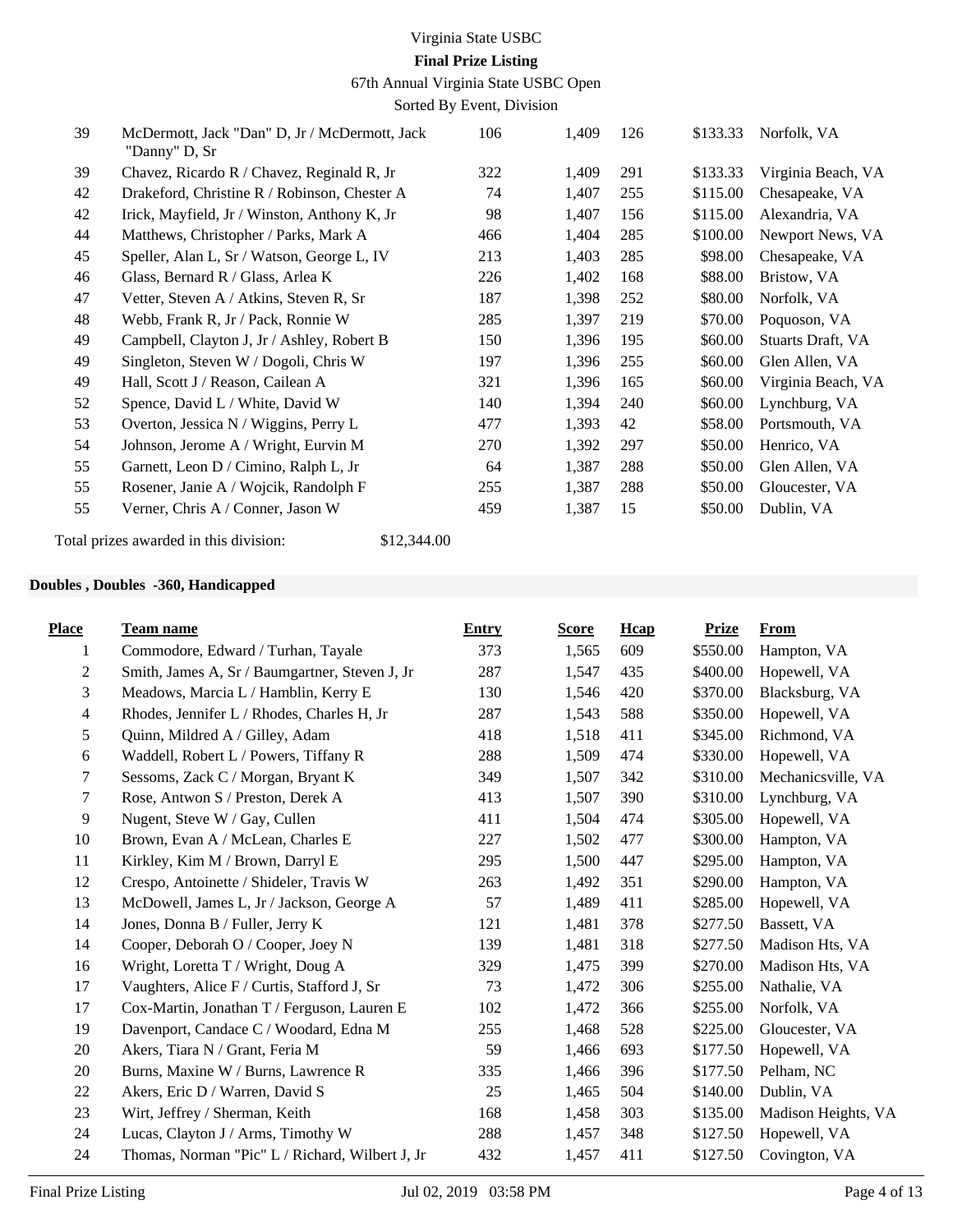Virginia State USBC

**Final Prize Listing**

67th Annual Virginia State USBC Open

Sorted By Event, Division

| Place | Team name | Entry | Score | Hcap | Prize | From |
|---|---|---|---|---|---|---|
| 39 | McDermott, Jack "Dan" D, Jr / McDermott, Jack "Danny" D, Sr | 106 | 1,409 | 126 | $133.33 | Norfolk, VA |
| 39 | Chavez, Ricardo R / Chavez, Reginald R, Jr | 322 | 1,409 | 291 | $133.33 | Virginia Beach, VA |
| 42 | Drakeford, Christine R / Robinson, Chester A | 74 | 1,407 | 255 | $115.00 | Chesapeake, VA |
| 42 | Irick, Mayfield, Jr / Winston, Anthony K, Jr | 98 | 1,407 | 156 | $115.00 | Alexandria, VA |
| 44 | Matthews, Christopher / Parks, Mark A | 466 | 1,404 | 285 | $100.00 | Newport News, VA |
| 45 | Speller, Alan L, Sr / Watson, George L, IV | 213 | 1,403 | 285 | $98.00 | Chesapeake, VA |
| 46 | Glass, Bernard R / Glass, Arlea K | 226 | 1,402 | 168 | $88.00 | Bristow, VA |
| 47 | Vetter, Steven A / Atkins, Steven R, Sr | 187 | 1,398 | 252 | $80.00 | Norfolk, VA |
| 48 | Webb, Frank R, Jr / Pack, Ronnie W | 285 | 1,397 | 219 | $70.00 | Poquoson, VA |
| 49 | Campbell, Clayton J, Jr / Ashley, Robert B | 150 | 1,396 | 195 | $60.00 | Stuarts Draft, VA |
| 49 | Singleton, Steven W / Dogoli, Chris W | 197 | 1,396 | 255 | $60.00 | Glen Allen, VA |
| 49 | Hall, Scott J / Reason, Cailean A | 321 | 1,396 | 165 | $60.00 | Virginia Beach, VA |
| 52 | Spence, David L / White, David W | 140 | 1,394 | 240 | $60.00 | Lynchburg, VA |
| 53 | Overton, Jessica N / Wiggins, Perry L | 477 | 1,393 | 42 | $58.00 | Portsmouth, VA |
| 54 | Johnson, Jerome A / Wright, Eurvin M | 270 | 1,392 | 297 | $50.00 | Henrico, VA |
| 55 | Garnett, Leon D / Cimino, Ralph L, Jr | 64 | 1,387 | 288 | $50.00 | Glen Allen, VA |
| 55 | Rosener, Janie A / Wojcik, Randolph F | 255 | 1,387 | 288 | $50.00 | Gloucester, VA |
| 55 | Verner, Chris A / Conner, Jason W | 459 | 1,387 | 15 | $50.00 | Dublin, VA |

Total prizes awarded in this division: $12,344.00

### Doubles , Doubles -360, Handicapped

| Place | Team name | Entry | Score | Hcap | Prize | From |
|---|---|---|---|---|---|---|
| 1 | Commodore, Edward / Turhan, Tayale | 373 | 1,565 | 609 | $550.00 | Hampton, VA |
| 2 | Smith, James A, Sr / Baumgartner, Steven J, Jr | 287 | 1,547 | 435 | $400.00 | Hopewell, VA |
| 3 | Meadows, Marcia L / Hamblin, Kerry E | 130 | 1,546 | 420 | $370.00 | Blacksburg, VA |
| 4 | Rhodes, Jennifer L / Rhodes, Charles H, Jr | 287 | 1,543 | 588 | $350.00 | Hopewell, VA |
| 5 | Quinn, Mildred A / Gilley, Adam | 418 | 1,518 | 411 | $345.00 | Richmond, VA |
| 6 | Waddell, Robert L / Powers, Tiffany R | 288 | 1,509 | 474 | $330.00 | Hopewell, VA |
| 7 | Sessoms, Zack C / Morgan, Bryant K | 349 | 1,507 | 342 | $310.00 | Mechanicsville, VA |
| 7 | Rose, Antwon S / Preston, Derek A | 413 | 1,507 | 390 | $310.00 | Lynchburg, VA |
| 9 | Nugent, Steve W / Gay, Cullen | 411 | 1,504 | 474 | $305.00 | Hopewell, VA |
| 10 | Brown, Evan A / McLean, Charles E | 227 | 1,502 | 477 | $300.00 | Hampton, VA |
| 11 | Kirkley, Kim M / Brown, Darryl E | 295 | 1,500 | 447 | $295.00 | Hampton, VA |
| 12 | Crespo, Antoinette / Shideler, Travis W | 263 | 1,492 | 351 | $290.00 | Hampton, VA |
| 13 | McDowell, James L, Jr / Jackson, George A | 57 | 1,489 | 411 | $285.00 | Hopewell, VA |
| 14 | Jones, Donna B / Fuller, Jerry K | 121 | 1,481 | 378 | $277.50 | Bassett, VA |
| 14 | Cooper, Deborah O / Cooper, Joey N | 139 | 1,481 | 318 | $277.50 | Madison Hts, VA |
| 16 | Wright, Loretta T / Wright, Doug A | 329 | 1,475 | 399 | $270.00 | Madison Hts, VA |
| 17 | Vaughters, Alice F / Curtis, Stafford J, Sr | 73 | 1,472 | 306 | $255.00 | Nathalie, VA |
| 17 | Cox-Martin, Jonathan T / Ferguson, Lauren E | 102 | 1,472 | 366 | $255.00 | Norfolk, VA |
| 19 | Davenport, Candace C / Woodard, Edna M | 255 | 1,468 | 528 | $225.00 | Gloucester, VA |
| 20 | Akers, Tiara N / Grant, Feria M | 59 | 1,466 | 693 | $177.50 | Hopewell, VA |
| 20 | Burns, Maxine W / Burns, Lawrence R | 335 | 1,466 | 396 | $177.50 | Pelham, NC |
| 22 | Akers, Eric D / Warren, David S | 25 | 1,465 | 504 | $140.00 | Dublin, VA |
| 23 | Wirt, Jeffrey / Sherman, Keith | 168 | 1,458 | 303 | $135.00 | Madison Heights, VA |
| 24 | Lucas, Clayton J / Arms, Timothy W | 288 | 1,457 | 348 | $127.50 | Hopewell, VA |
| 24 | Thomas, Norman "Pic" L / Richard, Wilbert J, Jr | 432 | 1,457 | 411 | $127.50 | Covington, VA |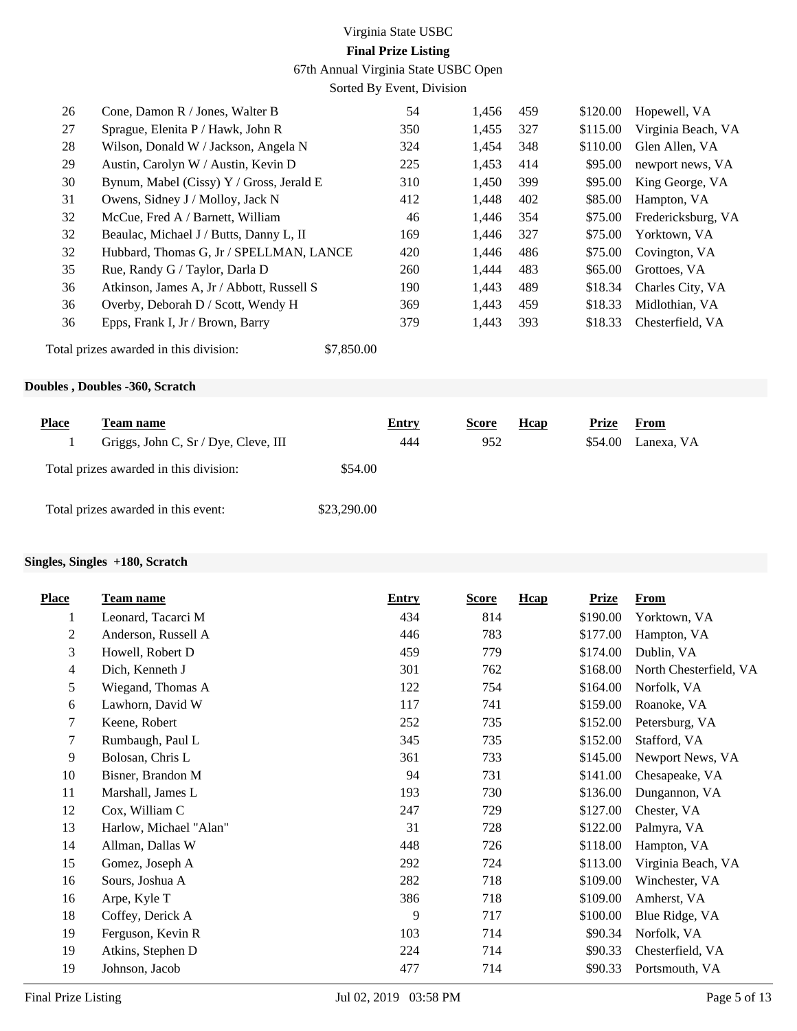Virginia State USBC

**Final Prize Listing**

67th Annual Virginia State USBC Open

Sorted By Event, Division

| Place | Team name | Entry | Score | Hcap | Prize | From |
|---|---|---|---|---|---|---|
| 26 | Cone, Damon R / Jones, Walter B | 54 | 1,456 | 459 | $120.00 | Hopewell, VA |
| 27 | Sprague, Elenita P / Hawk, John R | 350 | 1,455 | 327 | $115.00 | Virginia Beach, VA |
| 28 | Wilson, Donald W / Jackson, Angela N | 324 | 1,454 | 348 | $110.00 | Glen Allen, VA |
| 29 | Austin, Carolyn W / Austin, Kevin D | 225 | 1,453 | 414 | $95.00 | newport news, VA |
| 30 | Bynum, Mabel (Cissy) Y / Gross, Jerald E | 310 | 1,450 | 399 | $95.00 | King George, VA |
| 31 | Owens, Sidney J / Molloy, Jack N | 412 | 1,448 | 402 | $85.00 | Hampton, VA |
| 32 | McCue, Fred A / Barnett, William | 46 | 1,446 | 354 | $75.00 | Fredericksburg, VA |
| 32 | Beaulac, Michael J / Butts, Danny L, II | 169 | 1,446 | 327 | $75.00 | Yorktown, VA |
| 32 | Hubbard, Thomas G, Jr / SPELLMAN, LANCE | 420 | 1,446 | 486 | $75.00 | Covington, VA |
| 35 | Rue, Randy G / Taylor, Darla D | 260 | 1,444 | 483 | $65.00 | Grottoes, VA |
| 36 | Atkinson, James A, Jr / Abbott, Russell S | 190 | 1,443 | 489 | $18.34 | Charles City, VA |
| 36 | Overby, Deborah D / Scott, Wendy H | 369 | 1,443 | 459 | $18.33 | Midlothian, VA |
| 36 | Epps, Frank I, Jr / Brown, Barry | 379 | 1,443 | 393 | $18.33 | Chesterfield, VA |

Total prizes awarded in this division: $7,850.00

### Doubles , Doubles -360, Scratch

| Place | Team name | Entry | Score | Hcap | Prize | From |
|---|---|---|---|---|---|---|
| 1 | Griggs, John C, Sr / Dye, Cleve, III | 444 | 952 | | $54.00 | Lanexa, VA |

Total prizes awarded in this division: $54.00

Total prizes awarded in this event: $23,290.00

### Singles, Singles +180, Scratch

| Place | Team name | Entry | Score | Hcap | Prize | From |
|---|---|---|---|---|---|---|
| 1 | Leonard, Tacarci M | 434 | 814 | | $190.00 | Yorktown, VA |
| 2 | Anderson, Russell A | 446 | 783 | | $177.00 | Hampton, VA |
| 3 | Howell, Robert D | 459 | 779 | | $174.00 | Dublin, VA |
| 4 | Dich, Kenneth J | 301 | 762 | | $168.00 | North Chesterfield, VA |
| 5 | Wiegand, Thomas A | 122 | 754 | | $164.00 | Norfolk, VA |
| 6 | Lawhorn, David W | 117 | 741 | | $159.00 | Roanoke, VA |
| 7 | Keene, Robert | 252 | 735 | | $152.00 | Petersburg, VA |
| 7 | Rumbaugh, Paul L | 345 | 735 | | $152.00 | Stafford, VA |
| 9 | Bolosan, Chris L | 361 | 733 | | $145.00 | Newport News, VA |
| 10 | Bisner, Brandon M | 94 | 731 | | $141.00 | Chesapeake, VA |
| 11 | Marshall, James L | 193 | 730 | | $136.00 | Dungannon, VA |
| 12 | Cox, William C | 247 | 729 | | $127.00 | Chester, VA |
| 13 | Harlow, Michael "Alan" | 31 | 728 | | $122.00 | Palmyra, VA |
| 14 | Allman, Dallas W | 448 | 726 | | $118.00 | Hampton, VA |
| 15 | Gomez, Joseph A | 292 | 724 | | $113.00 | Virginia Beach, VA |
| 16 | Sours, Joshua A | 282 | 718 | | $109.00 | Winchester, VA |
| 16 | Arpe, Kyle T | 386 | 718 | | $109.00 | Amherst, VA |
| 18 | Coffey, Derick A | 9 | 717 | | $100.00 | Blue Ridge, VA |
| 19 | Ferguson, Kevin R | 103 | 714 | | $90.34 | Norfolk, VA |
| 19 | Atkins, Stephen D | 224 | 714 | | $90.33 | Chesterfield, VA |
| 19 | Johnson, Jacob | 477 | 714 | | $90.33 | Portsmouth, VA |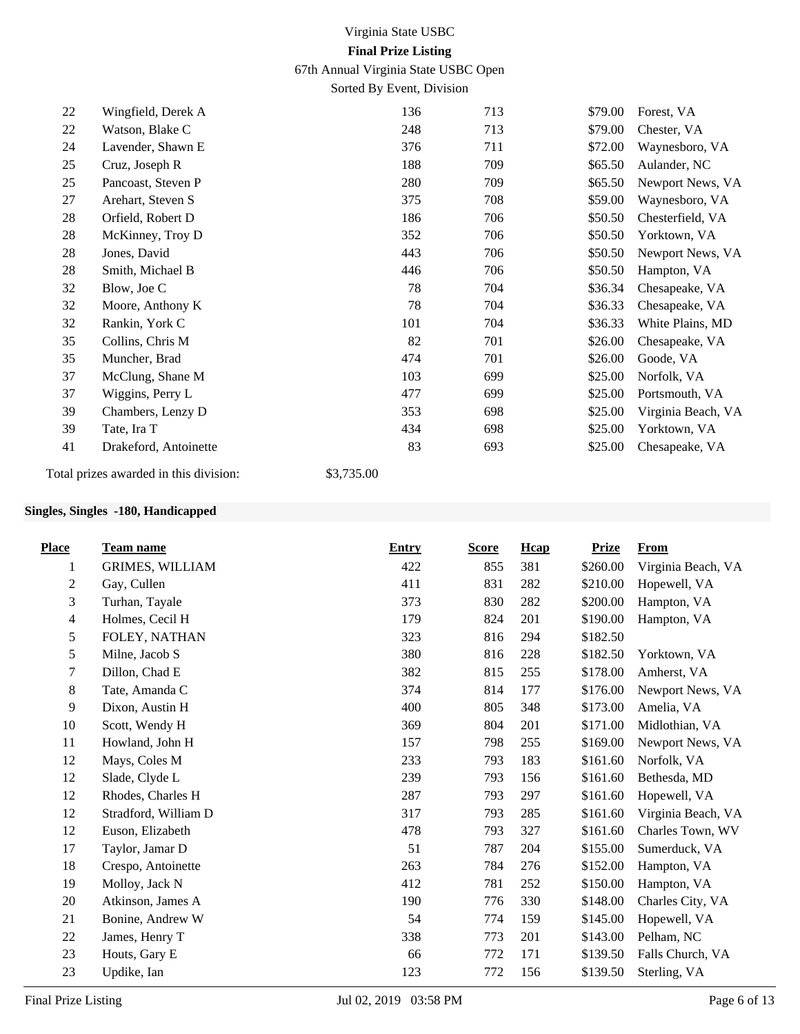Virginia State USBC
**Final Prize Listing**
67th Annual Virginia State USBC Open
Sorted By Event, Division

| Place | Team name | Entry | Score | Hcap | Prize | From |
|---|---|---|---|---|---|---|
| 22 | Wingfield, Derek A | 136 | 713 | | $79.00 | Forest, VA |
| 22 | Watson, Blake C | 248 | 713 | | $79.00 | Chester, VA |
| 24 | Lavender, Shawn E | 376 | 711 | | $72.00 | Waynesboro, VA |
| 25 | Cruz, Joseph R | 188 | 709 | | $65.50 | Aulander, NC |
| 25 | Pancoast, Steven P | 280 | 709 | | $65.50 | Newport News, VA |
| 27 | Arehart, Steven S | 375 | 708 | | $59.00 | Waynesboro, VA |
| 28 | Orfield, Robert D | 186 | 706 | | $50.50 | Chesterfield, VA |
| 28 | McKinney, Troy D | 352 | 706 | | $50.50 | Yorktown, VA |
| 28 | Jones, David | 443 | 706 | | $50.50 | Newport News, VA |
| 28 | Smith, Michael B | 446 | 706 | | $50.50 | Hampton, VA |
| 32 | Blow, Joe C | 78 | 704 | | $36.34 | Chesapeake, VA |
| 32 | Moore, Anthony K | 78 | 704 | | $36.33 | Chesapeake, VA |
| 32 | Rankin, York C | 101 | 704 | | $36.33 | White Plains, MD |
| 35 | Collins, Chris M | 82 | 701 | | $26.00 | Chesapeake, VA |
| 35 | Muncher, Brad | 474 | 701 | | $26.00 | Goode, VA |
| 37 | McClung, Shane M | 103 | 699 | | $25.00 | Norfolk, VA |
| 37 | Wiggins, Perry L | 477 | 699 | | $25.00 | Portsmouth, VA |
| 39 | Chambers, Lenzy D | 353 | 698 | | $25.00 | Virginia Beach, VA |
| 39 | Tate, Ira T | 434 | 698 | | $25.00 | Yorktown, VA |
| 41 | Drakeford, Antoinette | 83 | 693 | | $25.00 | Chesapeake, VA |

Total prizes awarded in this division: $3,735.00

**Singles, Singles -180, Handicapped**

| Place | Team name | Entry | Score | Hcap | Prize | From |
|---|---|---|---|---|---|---|
| 1 | GRIMES, WILLIAM | 422 | 855 | 381 | $260.00 | Virginia Beach, VA |
| 2 | Gay, Cullen | 411 | 831 | 282 | $210.00 | Hopewell, VA |
| 3 | Turhan, Tayale | 373 | 830 | 282 | $200.00 | Hampton, VA |
| 4 | Holmes, Cecil H | 179 | 824 | 201 | $190.00 | Hampton, VA |
| 5 | FOLEY, NATHAN | 323 | 816 | 294 | $182.50 | |
| 5 | Milne, Jacob S | 380 | 816 | 228 | $182.50 | Yorktown, VA |
| 7 | Dillon, Chad E | 382 | 815 | 255 | $178.00 | Amherst, VA |
| 8 | Tate, Amanda C | 374 | 814 | 177 | $176.00 | Newport News, VA |
| 9 | Dixon, Austin H | 400 | 805 | 348 | $173.00 | Amelia, VA |
| 10 | Scott, Wendy H | 369 | 804 | 201 | $171.00 | Midlothian, VA |
| 11 | Howland, John H | 157 | 798 | 255 | $169.00 | Newport News, VA |
| 12 | Mays, Coles M | 233 | 793 | 183 | $161.60 | Norfolk, VA |
| 12 | Slade, Clyde L | 239 | 793 | 156 | $161.60 | Bethesda, MD |
| 12 | Rhodes, Charles H | 287 | 793 | 297 | $161.60 | Hopewell, VA |
| 12 | Stradford, William D | 317 | 793 | 285 | $161.60 | Virginia Beach, VA |
| 12 | Euson, Elizabeth | 478 | 793 | 327 | $161.60 | Charles Town, WV |
| 17 | Taylor, Jamar D | 51 | 787 | 204 | $155.00 | Sumerduck, VA |
| 18 | Crespo, Antoinette | 263 | 784 | 276 | $152.00 | Hampton, VA |
| 19 | Molloy, Jack N | 412 | 781 | 252 | $150.00 | Hampton, VA |
| 20 | Atkinson, James A | 190 | 776 | 330 | $148.00 | Charles City, VA |
| 21 | Bonine, Andrew W | 54 | 774 | 159 | $145.00 | Hopewell, VA |
| 22 | James, Henry T | 338 | 773 | 201 | $143.00 | Pelham, NC |
| 23 | Houts, Gary E | 66 | 772 | 171 | $139.50 | Falls Church, VA |
| 23 | Updike, Ian | 123 | 772 | 156 | $139.50 | Sterling, VA |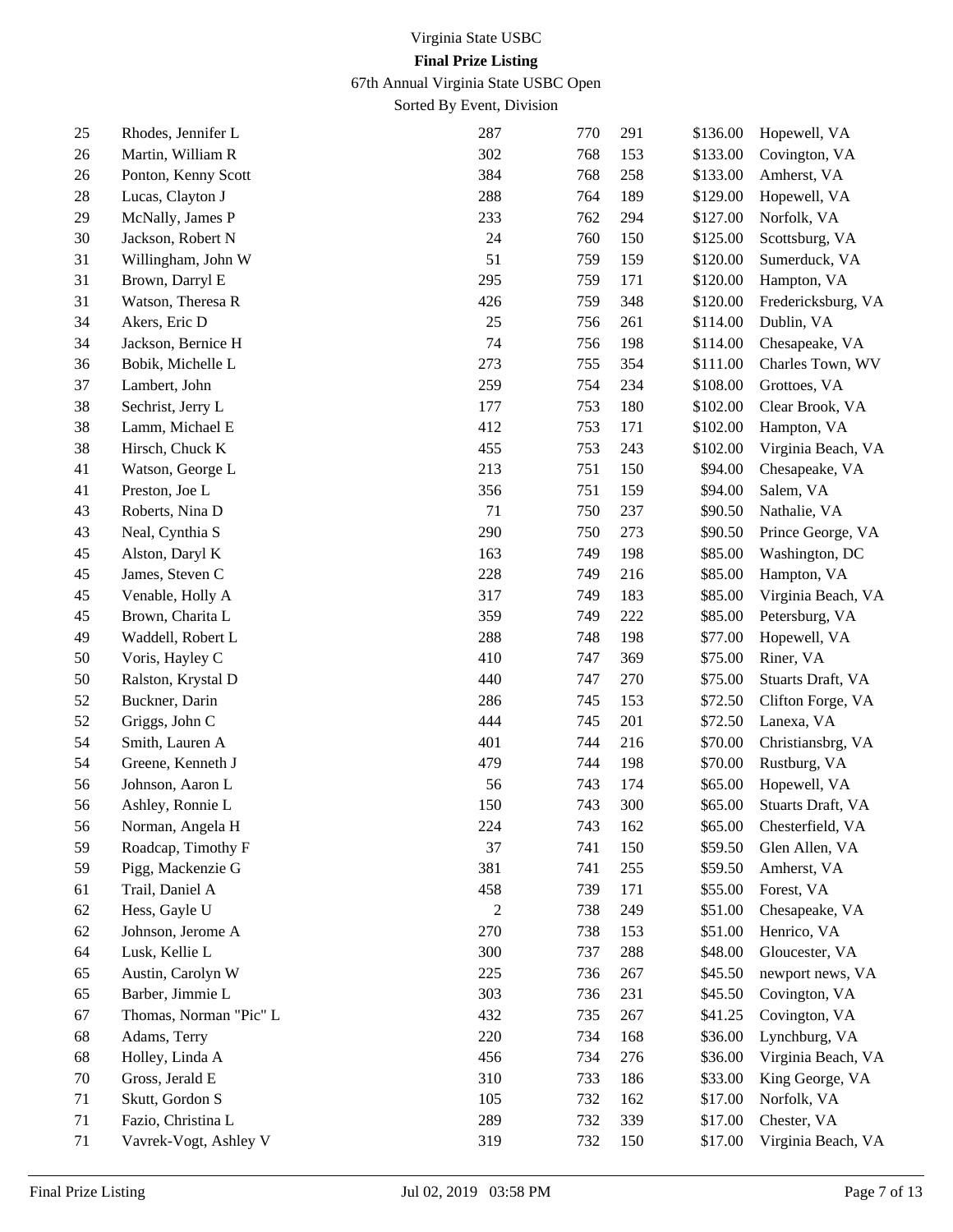Virginia State USBC

**Final Prize Listing**

67th Annual Virginia State USBC Open

Sorted By Event, Division

| | | | | | | |
|---|---|---|---|---|---|---|
| 25 | Rhodes, Jennifer L | 287 | 770 | 291 | $136.00 | Hopewell, VA |
| 26 | Martin, William R | 302 | 768 | 153 | $133.00 | Covington, VA |
| 26 | Ponton, Kenny Scott | 384 | 768 | 258 | $133.00 | Amherst, VA |
| 28 | Lucas, Clayton J | 288 | 764 | 189 | $129.00 | Hopewell, VA |
| 29 | McNally, James P | 233 | 762 | 294 | $127.00 | Norfolk, VA |
| 30 | Jackson, Robert N | 24 | 760 | 150 | $125.00 | Scottsburg, VA |
| 31 | Willingham, John W | 51 | 759 | 159 | $120.00 | Sumerduck, VA |
| 31 | Brown, Darryl E | 295 | 759 | 171 | $120.00 | Hampton, VA |
| 31 | Watson, Theresa R | 426 | 759 | 348 | $120.00 | Fredericksburg, VA |
| 34 | Akers, Eric D | 25 | 756 | 261 | $114.00 | Dublin, VA |
| 34 | Jackson, Bernice H | 74 | 756 | 198 | $114.00 | Chesapeake, VA |
| 36 | Bobik, Michelle L | 273 | 755 | 354 | $111.00 | Charles Town, WV |
| 37 | Lambert, John | 259 | 754 | 234 | $108.00 | Grottoes, VA |
| 38 | Sechrist, Jerry L | 177 | 753 | 180 | $102.00 | Clear Brook, VA |
| 38 | Lamm, Michael E | 412 | 753 | 171 | $102.00 | Hampton, VA |
| 38 | Hirsch, Chuck K | 455 | 753 | 243 | $102.00 | Virginia Beach, VA |
| 41 | Watson, George L | 213 | 751 | 150 | $94.00 | Chesapeake, VA |
| 41 | Preston, Joe L | 356 | 751 | 159 | $94.00 | Salem, VA |
| 43 | Roberts, Nina D | 71 | 750 | 237 | $90.50 | Nathalie, VA |
| 43 | Neal, Cynthia S | 290 | 750 | 273 | $90.50 | Prince George, VA |
| 45 | Alston, Daryl K | 163 | 749 | 198 | $85.00 | Washington, DC |
| 45 | James, Steven C | 228 | 749 | 216 | $85.00 | Hampton, VA |
| 45 | Venable, Holly A | 317 | 749 | 183 | $85.00 | Virginia Beach, VA |
| 45 | Brown, Charita L | 359 | 749 | 222 | $85.00 | Petersburg, VA |
| 49 | Waddell, Robert L | 288 | 748 | 198 | $77.00 | Hopewell, VA |
| 50 | Voris, Hayley C | 410 | 747 | 369 | $75.00 | Riner, VA |
| 50 | Ralston, Krystal D | 440 | 747 | 270 | $75.00 | Stuarts Draft, VA |
| 52 | Buckner, Darin | 286 | 745 | 153 | $72.50 | Clifton Forge, VA |
| 52 | Griggs, John C | 444 | 745 | 201 | $72.50 | Lanexa, VA |
| 54 | Smith, Lauren A | 401 | 744 | 216 | $70.00 | Christiansbrg, VA |
| 54 | Greene, Kenneth J | 479 | 744 | 198 | $70.00 | Rustburg, VA |
| 56 | Johnson, Aaron L | 56 | 743 | 174 | $65.00 | Hopewell, VA |
| 56 | Ashley, Ronnie L | 150 | 743 | 300 | $65.00 | Stuarts Draft, VA |
| 56 | Norman, Angela H | 224 | 743 | 162 | $65.00 | Chesterfield, VA |
| 59 | Roadcap, Timothy F | 37 | 741 | 150 | $59.50 | Glen Allen, VA |
| 59 | Pigg, Mackenzie G | 381 | 741 | 255 | $59.50 | Amherst, VA |
| 61 | Trail, Daniel A | 458 | 739 | 171 | $55.00 | Forest, VA |
| 62 | Hess, Gayle U | 2 | 738 | 249 | $51.00 | Chesapeake, VA |
| 62 | Johnson, Jerome A | 270 | 738 | 153 | $51.00 | Henrico, VA |
| 64 | Lusk, Kellie L | 300 | 737 | 288 | $48.00 | Gloucester, VA |
| 65 | Austin, Carolyn W | 225 | 736 | 267 | $45.50 | newport news, VA |
| 65 | Barber, Jimmie L | 303 | 736 | 231 | $45.50 | Covington, VA |
| 67 | Thomas, Norman "Pic" L | 432 | 735 | 267 | $41.25 | Covington, VA |
| 68 | Adams, Terry | 220 | 734 | 168 | $36.00 | Lynchburg, VA |
| 68 | Holley, Linda A | 456 | 734 | 276 | $36.00 | Virginia Beach, VA |
| 70 | Gross, Jerald E | 310 | 733 | 186 | $33.00 | King George, VA |
| 71 | Skutt, Gordon S | 105 | 732 | 162 | $17.00 | Norfolk, VA |
| 71 | Fazio, Christina L | 289 | 732 | 339 | $17.00 | Chester, VA |
| 71 | Vavrek-Vogt, Ashley V | 319 | 732 | 150 | $17.00 | Virginia Beach, VA |

Final Prize Listing Jul 02, 2019 03:58 PM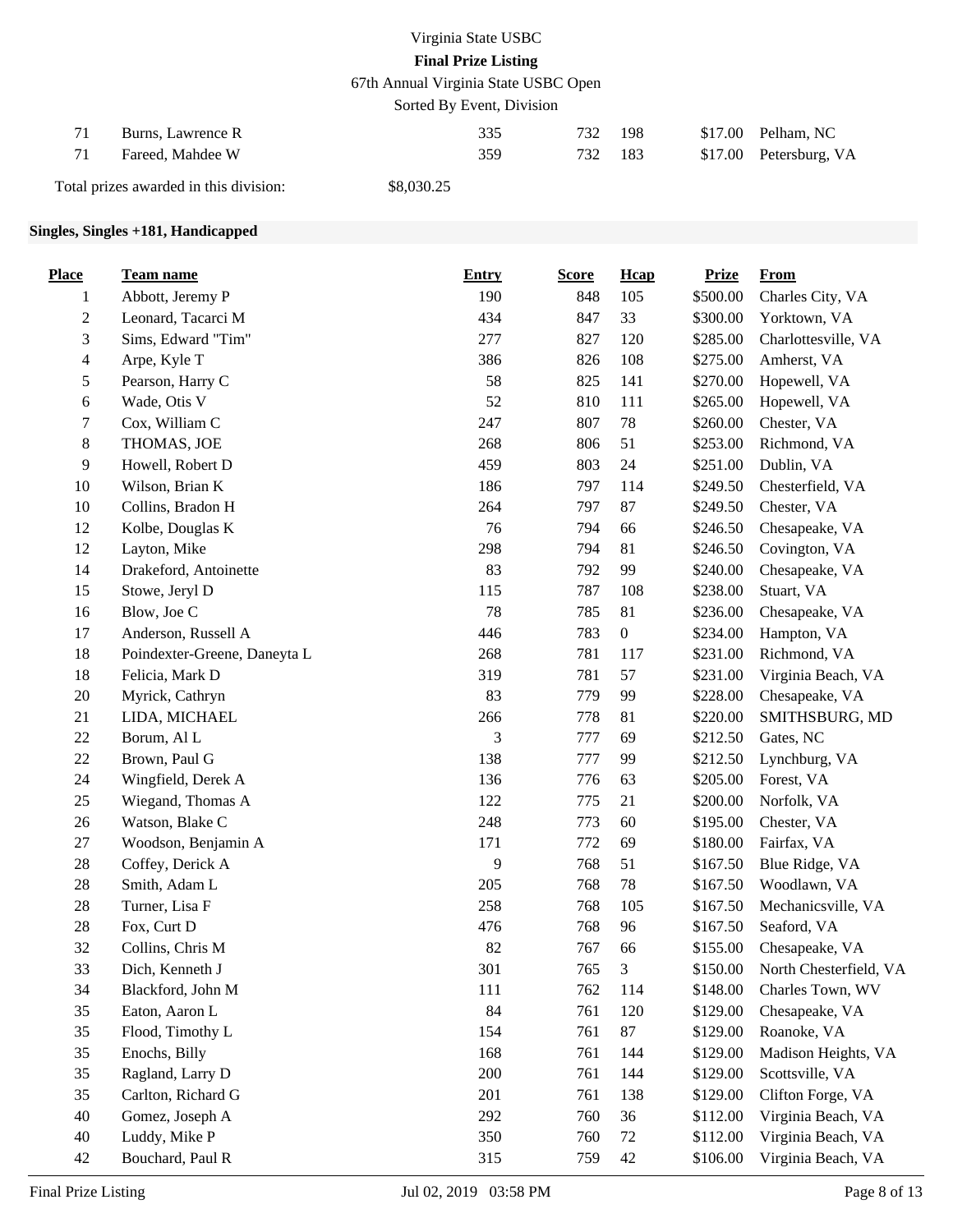| | | | | | | |
|---|---|---|---|---|---|---|
| 71 | Burns, Lawrence R | 335 | 732 | 198 | $17.00 | Pelham, NC |
| 71 | Fareed, Mahdee W | 359 | 732 | 183 | $17.00 | Petersburg, VA |

Total prizes awarded in this division: $8,030.25

**Singles, Singles +181, Handicapped**

| Place | Team name | Entry | Score | Hcap | Prize | From |
|---|---|---|---|---|---|---|
| 1 | Abbott, Jeremy P | 190 | 848 | 105 | $500.00 | Charles City, VA |
| 2 | Leonard, Tacarci M | 434 | 847 | 33 | $300.00 | Yorktown, VA |
| 3 | Sims, Edward "Tim" | 277 | 827 | 120 | $285.00 | Charlottesville, VA |
| 4 | Arpe, Kyle T | 386 | 826 | 108 | $275.00 | Amherst, VA |
| 5 | Pearson, Harry C | 58 | 825 | 141 | $270.00 | Hopewell, VA |
| 6 | Wade, Otis V | 52 | 810 | 111 | $265.00 | Hopewell, VA |
| 7 | Cox, William C | 247 | 807 | 78 | $260.00 | Chester, VA |
| 8 | THOMAS, JOE | 268 | 806 | 51 | $253.00 | Richmond, VA |
| 9 | Howell, Robert D | 459 | 803 | 24 | $251.00 | Dublin, VA |
| 10 | Wilson, Brian K | 186 | 797 | 114 | $249.50 | Chesterfield, VA |
| 10 | Collins, Bradon H | 264 | 797 | 87 | $249.50 | Chester, VA |
| 12 | Kolbe, Douglas K | 76 | 794 | 66 | $246.50 | Chesapeake, VA |
| 12 | Layton, Mike | 298 | 794 | 81 | $246.50 | Covington, VA |
| 14 | Drakeford, Antoinette | 83 | 792 | 99 | $240.00 | Chesapeake, VA |
| 15 | Stowe, Jeryl D | 115 | 787 | 108 | $238.00 | Stuart, VA |
| 16 | Blow, Joe C | 78 | 785 | 81 | $236.00 | Chesapeake, VA |
| 17 | Anderson, Russell A | 446 | 783 | 0 | $234.00 | Hampton, VA |
| 18 | Poindexter-Greene, Daneyta L | 268 | 781 | 117 | $231.00 | Richmond, VA |
| 18 | Felicia, Mark D | 319 | 781 | 57 | $231.00 | Virginia Beach, VA |
| 20 | Myrick, Cathryn | 83 | 779 | 99 | $228.00 | Chesapeake, VA |
| 21 | LIDA, MICHAEL | 266 | 778 | 81 | $220.00 | SMITHSBURG, MD |
| 22 | Borum, Al L | 3 | 777 | 69 | $212.50 | Gates, NC |
| 22 | Brown, Paul G | 138 | 777 | 99 | $212.50 | Lynchburg, VA |
| 24 | Wingfield, Derek A | 136 | 776 | 63 | $205.00 | Forest, VA |
| 25 | Wiegand, Thomas A | 122 | 775 | 21 | $200.00 | Norfolk, VA |
| 26 | Watson, Blake C | 248 | 773 | 60 | $195.00 | Chester, VA |
| 27 | Woodson, Benjamin A | 171 | 772 | 69 | $180.00 | Fairfax, VA |
| 28 | Coffey, Derick A | 9 | 768 | 51 | $167.50 | Blue Ridge, VA |
| 28 | Smith, Adam L | 205 | 768 | 78 | $167.50 | Woodlawn, VA |
| 28 | Turner, Lisa F | 258 | 768 | 105 | $167.50 | Mechanicsville, VA |
| 28 | Fox, Curt D | 476 | 768 | 96 | $167.50 | Seaford, VA |
| 32 | Collins, Chris M | 82 | 767 | 66 | $155.00 | Chesapeake, VA |
| 33 | Dich, Kenneth J | 301 | 765 | 3 | $150.00 | North Chesterfield, VA |
| 34 | Blackford, John M | 111 | 762 | 114 | $148.00 | Charles Town, WV |
| 35 | Eaton, Aaron L | 84 | 761 | 120 | $129.00 | Chesapeake, VA |
| 35 | Flood, Timothy L | 154 | 761 | 87 | $129.00 | Roanoke, VA |
| 35 | Enochs, Billy | 168 | 761 | 144 | $129.00 | Madison Heights, VA |
| 35 | Ragland, Larry D | 200 | 761 | 144 | $129.00 | Scottsville, VA |
| 35 | Carlton, Richard G | 201 | 761 | 138 | $129.00 | Clifton Forge, VA |
| 40 | Gomez, Joseph A | 292 | 760 | 36 | $112.00 | Virginia Beach, VA |
| 40 | Luddy, Mike P | 350 | 760 | 72 | $112.00 | Virginia Beach, VA |
| 42 | Bouchard, Paul R | 315 | 759 | 42 | $106.00 | Virginia Beach, VA |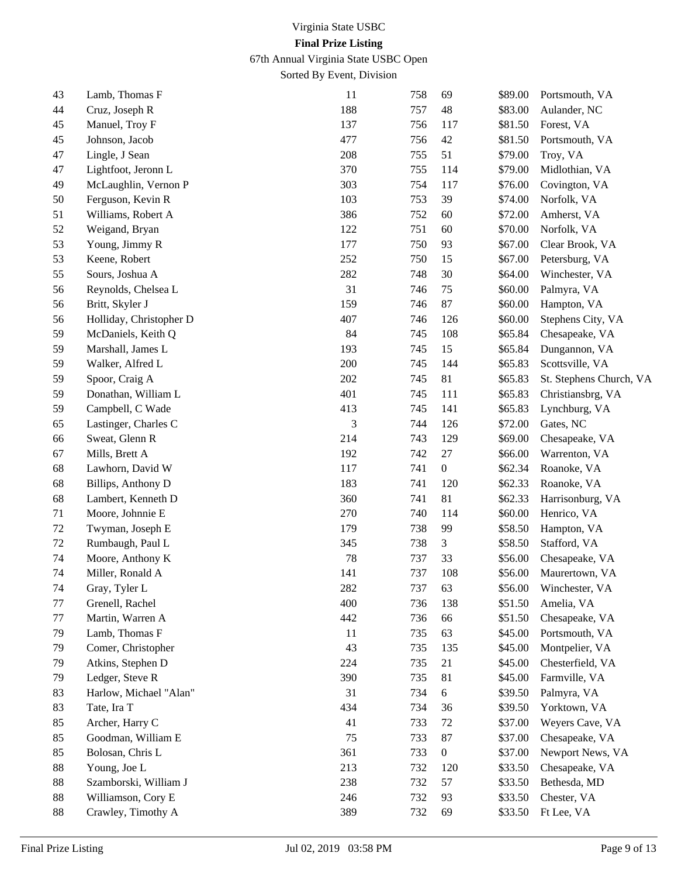Virginia State USBC

**Final Prize Listing**

67th Annual Virginia State USBC Open

Sorted By Event, Division

| | | | | | | |
|---|---|---|---|---|---|---|
| 43 | Lamb, Thomas F | 11 | 758 | 69 | $89.00 | Portsmouth, VA |
| 44 | Cruz, Joseph R | 188 | 757 | 48 | $83.00 | Aulander, NC |
| 45 | Manuel, Troy F | 137 | 756 | 117 | $81.50 | Forest, VA |
| 45 | Johnson, Jacob | 477 | 756 | 42 | $81.50 | Portsmouth, VA |
| 47 | Lingle, J Sean | 208 | 755 | 51 | $79.00 | Troy, VA |
| 47 | Lightfoot, Jeronn L | 370 | 755 | 114 | $79.00 | Midlothian, VA |
| 49 | McLaughlin, Vernon P | 303 | 754 | 117 | $76.00 | Covington, VA |
| 50 | Ferguson, Kevin R | 103 | 753 | 39 | $74.00 | Norfolk, VA |
| 51 | Williams, Robert A | 386 | 752 | 60 | $72.00 | Amherst, VA |
| 52 | Weigand, Bryan | 122 | 751 | 60 | $70.00 | Norfolk, VA |
| 53 | Young, Jimmy R | 177 | 750 | 93 | $67.00 | Clear Brook, VA |
| 53 | Keene, Robert | 252 | 750 | 15 | $67.00 | Petersburg, VA |
| 55 | Sours, Joshua A | 282 | 748 | 30 | $64.00 | Winchester, VA |
| 56 | Reynolds, Chelsea L | 31 | 746 | 75 | $60.00 | Palmyra, VA |
| 56 | Britt, Skyler J | 159 | 746 | 87 | $60.00 | Hampton, VA |
| 56 | Holliday, Christopher D | 407 | 746 | 126 | $60.00 | Stephens City, VA |
| 59 | McDaniels, Keith Q | 84 | 745 | 108 | $65.84 | Chesapeake, VA |
| 59 | Marshall, James L | 193 | 745 | 15 | $65.84 | Dungannon, VA |
| 59 | Walker, Alfred L | 200 | 745 | 144 | $65.83 | Scottsville, VA |
| 59 | Spoor, Craig A | 202 | 745 | 81 | $65.83 | St. Stephens Church, VA |
| 59 | Donathan, William L | 401 | 745 | 111 | $65.83 | Christiansbrg, VA |
| 59 | Campbell, C Wade | 413 | 745 | 141 | $65.83 | Lynchburg, VA |
| 65 | Lastinger, Charles C | 3 | 744 | 126 | $72.00 | Gates, NC |
| 66 | Sweat, Glenn R | 214 | 743 | 129 | $69.00 | Chesapeake, VA |
| 67 | Mills, Brett A | 192 | 742 | 27 | $66.00 | Warrenton, VA |
| 68 | Lawhorn, David W | 117 | 741 | 0 | $62.34 | Roanoke, VA |
| 68 | Billips, Anthony D | 183 | 741 | 120 | $62.33 | Roanoke, VA |
| 68 | Lambert, Kenneth D | 360 | 741 | 81 | $62.33 | Harrisonburg, VA |
| 71 | Moore, Johnnie E | 270 | 740 | 114 | $60.00 | Henrico, VA |
| 72 | Twyman, Joseph E | 179 | 738 | 99 | $58.50 | Hampton, VA |
| 72 | Rumbaugh, Paul L | 345 | 738 | 3 | $58.50 | Stafford, VA |
| 74 | Moore, Anthony K | 78 | 737 | 33 | $56.00 | Chesapeake, VA |
| 74 | Miller, Ronald A | 141 | 737 | 108 | $56.00 | Maurertown, VA |
| 74 | Gray, Tyler L | 282 | 737 | 63 | $56.00 | Winchester, VA |
| 77 | Grenell, Rachel | 400 | 736 | 138 | $51.50 | Amelia, VA |
| 77 | Martin, Warren A | 442 | 736 | 66 | $51.50 | Chesapeake, VA |
| 79 | Lamb, Thomas F | 11 | 735 | 63 | $45.00 | Portsmouth, VA |
| 79 | Comer, Christopher | 43 | 735 | 135 | $45.00 | Montpelier, VA |
| 79 | Atkins, Stephen D | 224 | 735 | 21 | $45.00 | Chesterfield, VA |
| 79 | Ledger, Steve R | 390 | 735 | 81 | $45.00 | Farmville, VA |
| 83 | Harlow, Michael "Alan" | 31 | 734 | 6 | $39.50 | Palmyra, VA |
| 83 | Tate, Ira T | 434 | 734 | 36 | $39.50 | Yorktown, VA |
| 85 | Archer, Harry C | 41 | 733 | 72 | $37.00 | Weyers Cave, VA |
| 85 | Goodman, William E | 75 | 733 | 87 | $37.00 | Chesapeake, VA |
| 85 | Bolosan, Chris L | 361 | 733 | 0 | $37.00 | Newport News, VA |
| 88 | Young, Joe L | 213 | 732 | 120 | $33.50 | Chesapeake, VA |
| 88 | Szamborski, William J | 238 | 732 | 57 | $33.50 | Bethesda, MD |
| 88 | Williamson, Cory E | 246 | 732 | 93 | $33.50 | Chester, VA |
| 88 | Crawley, Timothy A | 389 | 732 | 69 | $33.50 | Ft Lee, VA |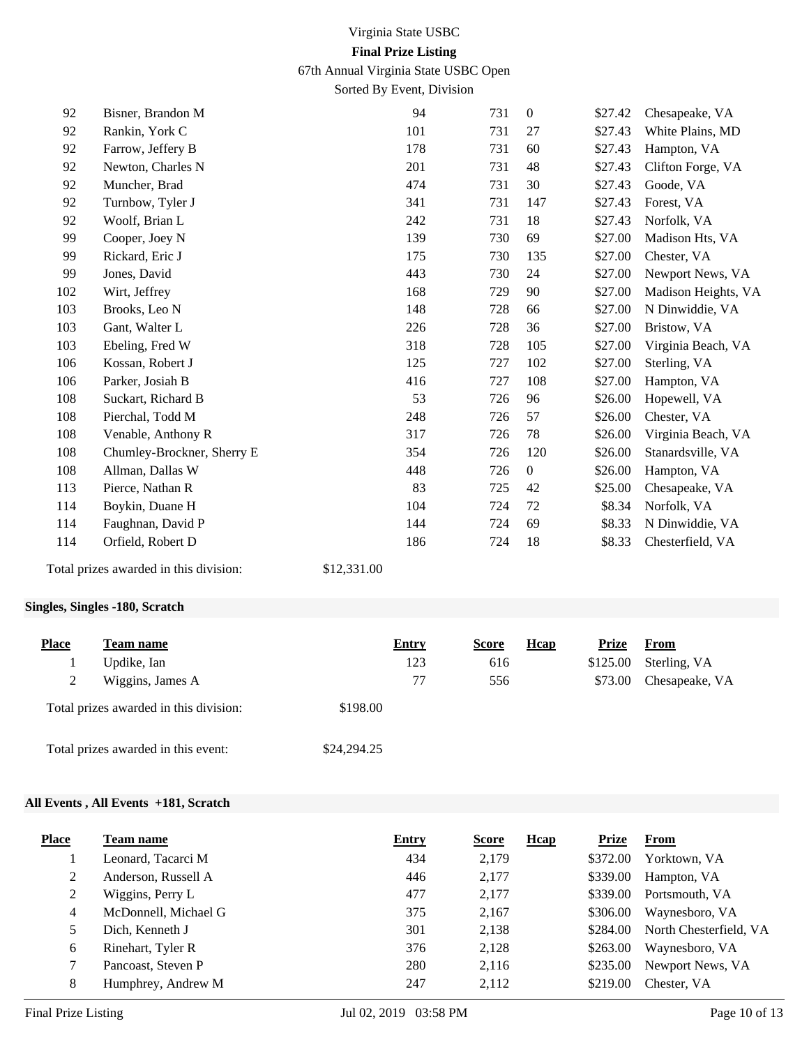# Virginia State USBC

**Final Prize Listing**

67th Annual Virginia State USBC Open

Sorted By Event, Division

| Place | Team name | Entry | Score | Hcap | Prize | From |
|---|---|---|---|---|---|---|
| 92 | Bisner, Brandon M | 94 | 731 | 0 | $27.42 | Chesapeake, VA |
| 92 | Rankin, York C | 101 | 731 | 27 | $27.43 | White Plains, MD |
| 92 | Farrow, Jeffery B | 178 | 731 | 60 | $27.43 | Hampton, VA |
| 92 | Newton, Charles N | 201 | 731 | 48 | $27.43 | Clifton Forge, VA |
| 92 | Muncher, Brad | 474 | 731 | 30 | $27.43 | Goode, VA |
| 92 | Turnbow, Tyler J | 341 | 731 | 147 | $27.43 | Forest, VA |
| 92 | Woolf, Brian L | 242 | 731 | 18 | $27.43 | Norfolk, VA |
| 99 | Cooper, Joey N | 139 | 730 | 69 | $27.00 | Madison Hts, VA |
| 99 | Rickard, Eric J | 175 | 730 | 135 | $27.00 | Chester, VA |
| 99 | Jones, David | 443 | 730 | 24 | $27.00 | Newport News, VA |
| 102 | Wirt, Jeffrey | 168 | 729 | 90 | $27.00 | Madison Heights, VA |
| 103 | Brooks, Leo N | 148 | 728 | 66 | $27.00 | N Dinwiddie, VA |
| 103 | Gant, Walter L | 226 | 728 | 36 | $27.00 | Bristow, VA |
| 103 | Ebeling, Fred W | 318 | 728 | 105 | $27.00 | Virginia Beach, VA |
| 106 | Kossan, Robert J | 125 | 727 | 102 | $27.00 | Sterling, VA |
| 106 | Parker, Josiah B | 416 | 727 | 108 | $27.00 | Hampton, VA |
| 108 | Suckart, Richard B | 53 | 726 | 96 | $26.00 | Hopewell, VA |
| 108 | Pierchal, Todd M | 248 | 726 | 57 | $26.00 | Chester, VA |
| 108 | Venable, Anthony R | 317 | 726 | 78 | $26.00 | Virginia Beach, VA |
| 108 | Chumley-Brockner, Sherry E | 354 | 726 | 120 | $26.00 | Stanardsville, VA |
| 108 | Allman, Dallas W | 448 | 726 | 0 | $26.00 | Hampton, VA |
| 113 | Pierce, Nathan R | 83 | 725 | 42 | $25.00 | Chesapeake, VA |
| 114 | Boykin, Duane H | 104 | 724 | 72 | $8.34 | Norfolk, VA |
| 114 | Faughnan, David P | 144 | 724 | 69 | $8.33 | N Dinwiddie, VA |
| 114 | Orfield, Robert D | 186 | 724 | 18 | $8.33 | Chesterfield, VA |

Total prizes awarded in this division: $12,331.00

### Singles, Singles -180, Scratch

| Place | Team name | Entry | Score | Hcap | Prize | From |
|---|---|---|---|---|---|---|
| 1 | Updike, Ian | 123 | 616 | | $125.00 | Sterling, VA |
| 2 | Wiggins, James A | 77 | 556 | | $73.00 | Chesapeake, VA |

Total prizes awarded in this division: $198.00

Total prizes awarded in this event: $24,294.25

### All Events , All Events +181, Scratch

| Place | Team name | Entry | Score | Hcap | Prize | From |
|---|---|---|---|---|---|---|
| 1 | Leonard, Tacarci M | 434 | 2,179 | | $372.00 | Yorktown, VA |
| 2 | Anderson, Russell A | 446 | 2,177 | | $339.00 | Hampton, VA |
| 2 | Wiggins, Perry L | 477 | 2,177 | | $339.00 | Portsmouth, VA |
| 4 | McDonnell, Michael G | 375 | 2,167 | | $306.00 | Waynesboro, VA |
| 5 | Dich, Kenneth J | 301 | 2,138 | | $284.00 | North Chesterfield, VA |
| 6 | Rinehart, Tyler R | 376 | 2,128 | | $263.00 | Waynesboro, VA |
| 7 | Pancoast, Steven P | 280 | 2,116 | | $235.00 | Newport News, VA |
| 8 | Humphrey, Andrew M | 247 | 2,112 | | $219.00 | Chester, VA |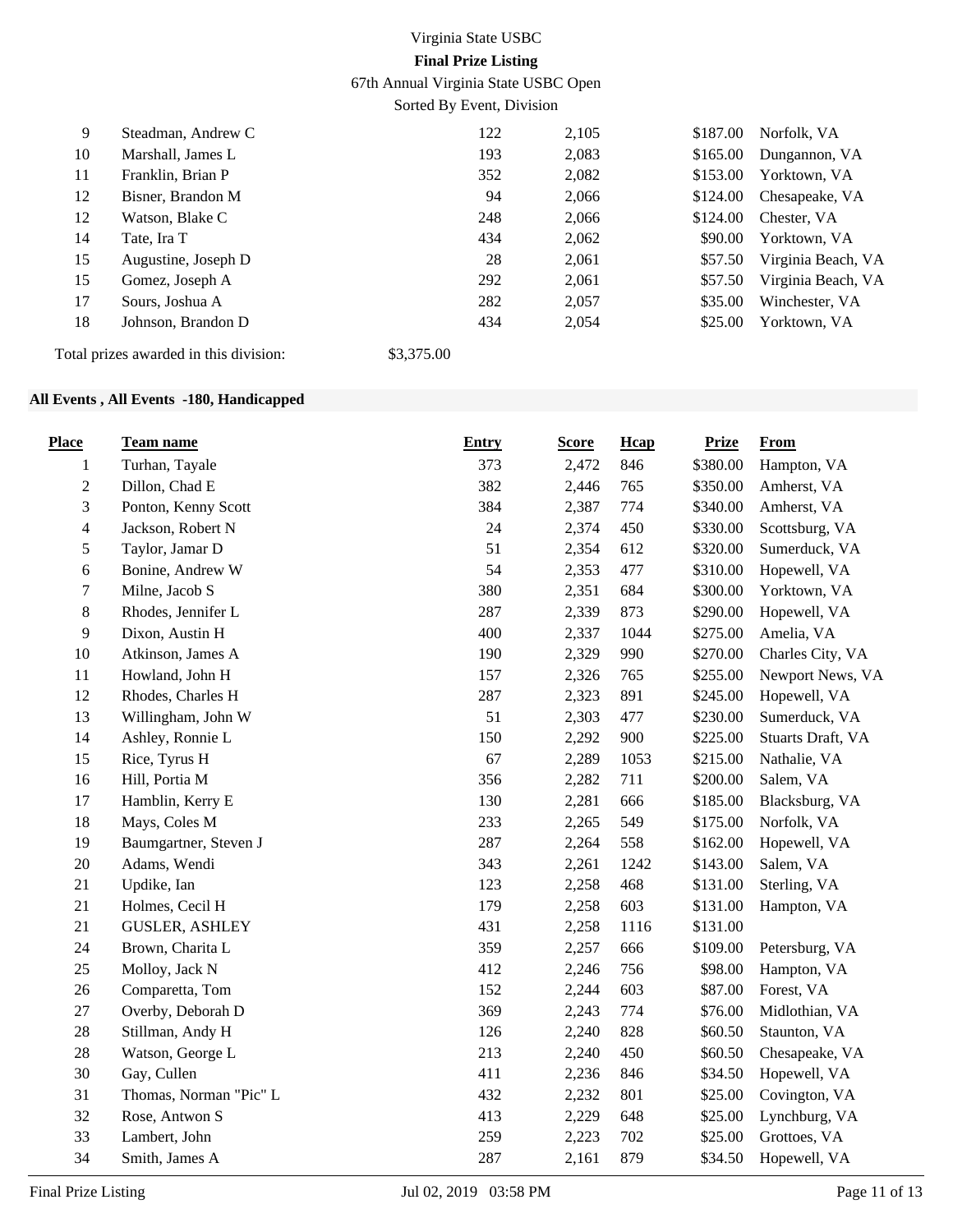Virginia State USBC

**Final Prize Listing**

67th Annual Virginia State USBC Open

Sorted By Event, Division

| | | | | | |
|---|---|---|---|---|---|
| 9 | Steadman, Andrew C | 122 | 2,105 | $187.00 | Norfolk, VA |
| 10 | Marshall, James L | 193 | 2,083 | $165.00 | Dungannon, VA |
| 11 | Franklin, Brian P | 352 | 2,082 | $153.00 | Yorktown, VA |
| 12 | Bisner, Brandon M | 94 | 2,066 | $124.00 | Chesapeake, VA |
| 12 | Watson, Blake C | 248 | 2,066 | $124.00 | Chester, VA |
| 14 | Tate, Ira T | 434 | 2,062 | $90.00 | Yorktown, VA |
| 15 | Augustine, Joseph D | 28 | 2,061 | $57.50 | Virginia Beach, VA |
| 15 | Gomez, Joseph A | 292 | 2,061 | $57.50 | Virginia Beach, VA |
| 17 | Sours, Joshua A | 282 | 2,057 | $35.00 | Winchester, VA |
| 18 | Johnson, Brandon D | 434 | 2,054 | $25.00 | Yorktown, VA |

Total prizes awarded in this division: $3,375.00

**All Events , All Events -180, Handicapped**

| Place | Team name | Entry | Score | Hcap | Prize | From |
|---|---|---|---|---|---|---|
| 1 | Turhan, Tayale | 373 | 2,472 | 846 | $380.00 | Hampton, VA |
| 2 | Dillon, Chad E | 382 | 2,446 | 765 | $350.00 | Amherst, VA |
| 3 | Ponton, Kenny Scott | 384 | 2,387 | 774 | $340.00 | Amherst, VA |
| 4 | Jackson, Robert N | 24 | 2,374 | 450 | $330.00 | Scottsburg, VA |
| 5 | Taylor, Jamar D | 51 | 2,354 | 612 | $320.00 | Sumerduck, VA |
| 6 | Bonine, Andrew W | 54 | 2,353 | 477 | $310.00 | Hopewell, VA |
| 7 | Milne, Jacob S | 380 | 2,351 | 684 | $300.00 | Yorktown, VA |
| 8 | Rhodes, Jennifer L | 287 | 2,339 | 873 | $290.00 | Hopewell, VA |
| 9 | Dixon, Austin H | 400 | 2,337 | 1044 | $275.00 | Amelia, VA |
| 10 | Atkinson, James A | 190 | 2,329 | 990 | $270.00 | Charles City, VA |
| 11 | Howland, John H | 157 | 2,326 | 765 | $255.00 | Newport News, VA |
| 12 | Rhodes, Charles H | 287 | 2,323 | 891 | $245.00 | Hopewell, VA |
| 13 | Willingham, John W | 51 | 2,303 | 477 | $230.00 | Sumerduck, VA |
| 14 | Ashley, Ronnie L | 150 | 2,292 | 900 | $225.00 | Stuarts Draft, VA |
| 15 | Rice, Tyrus H | 67 | 2,289 | 1053 | $215.00 | Nathalie, VA |
| 16 | Hill, Portia M | 356 | 2,282 | 711 | $200.00 | Salem, VA |
| 17 | Hamblin, Kerry E | 130 | 2,281 | 666 | $185.00 | Blacksburg, VA |
| 18 | Mays, Coles M | 233 | 2,265 | 549 | $175.00 | Norfolk, VA |
| 19 | Baumgartner, Steven J | 287 | 2,264 | 558 | $162.00 | Hopewell, VA |
| 20 | Adams, Wendi | 343 | 2,261 | 1242 | $143.00 | Salem, VA |
| 21 | Updike, Ian | 123 | 2,258 | 468 | $131.00 | Sterling, VA |
| 21 | Holmes, Cecil H | 179 | 2,258 | 603 | $131.00 | Hampton, VA |
| 21 | GUSLER, ASHLEY | 431 | 2,258 | 1116 | $131.00 | |
| 24 | Brown, Charita L | 359 | 2,257 | 666 | $109.00 | Petersburg, VA |
| 25 | Molloy, Jack N | 412 | 2,246 | 756 | $98.00 | Hampton, VA |
| 26 | Comparetta, Tom | 152 | 2,244 | 603 | $87.00 | Forest, VA |
| 27 | Overby, Deborah D | 369 | 2,243 | 774 | $76.00 | Midlothian, VA |
| 28 | Stillman, Andy H | 126 | 2,240 | 828 | $60.50 | Staunton, VA |
| 28 | Watson, George L | 213 | 2,240 | 450 | $60.50 | Chesapeake, VA |
| 30 | Gay, Cullen | 411 | 2,236 | 846 | $34.50 | Hopewell, VA |
| 31 | Thomas, Norman "Pic" L | 432 | 2,232 | 801 | $25.00 | Covington, VA |
| 32 | Rose, Antwon S | 413 | 2,229 | 648 | $25.00 | Lynchburg, VA |
| 33 | Lambert, John | 259 | 2,223 | 702 | $25.00 | Grottoes, VA |
| 34 | Smith, James A | 287 | 2,161 | 879 | $34.50 | Hopewell, VA |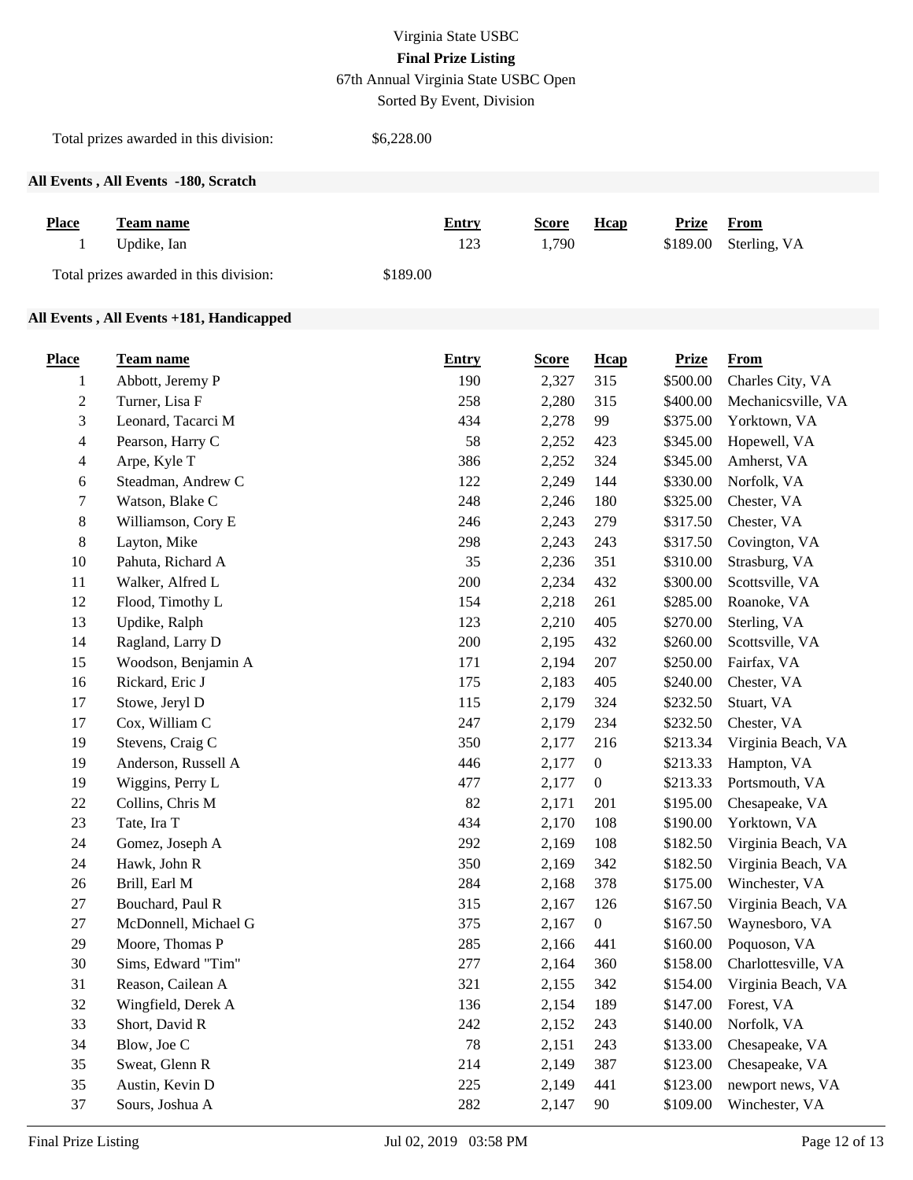Virginia State USBC

**Final Prize Listing**

67th Annual Virginia State USBC Open

Sorted By Event, Division

Total prizes awarded in this division: $6,228.00

### All Events , All Events -180, Scratch

| Place | Team name | Entry | Score | Hcap | Prize | From |
|---|---|---|---|---|---|---|
| 1 | Updike, Ian | 123 | 1,790 | | $189.00 | Sterling, VA |

Total prizes awarded in this division: $189.00

### All Events , All Events +181, Handicapped

| Place | Team name | Entry | Score | Hcap | Prize | From |
|---|---|---|---|---|---|---|
| 1 | Abbott, Jeremy P | 190 | 2,327 | 315 | $500.00 | Charles City, VA |
| 2 | Turner, Lisa F | 258 | 2,280 | 315 | $400.00 | Mechanicsville, VA |
| 3 | Leonard, Tacarci M | 434 | 2,278 | 99 | $375.00 | Yorktown, VA |
| 4 | Pearson, Harry C | 58 | 2,252 | 423 | $345.00 | Hopewell, VA |
| 4 | Arpe, Kyle T | 386 | 2,252 | 324 | $345.00 | Amherst, VA |
| 6 | Steadman, Andrew C | 122 | 2,249 | 144 | $330.00 | Norfolk, VA |
| 7 | Watson, Blake C | 248 | 2,246 | 180 | $325.00 | Chester, VA |
| 8 | Williamson, Cory E | 246 | 2,243 | 279 | $317.50 | Chester, VA |
| 8 | Layton, Mike | 298 | 2,243 | 243 | $317.50 | Covington, VA |
| 10 | Pahuta, Richard A | 35 | 2,236 | 351 | $310.00 | Strasburg, VA |
| 11 | Walker, Alfred L | 200 | 2,234 | 432 | $300.00 | Scottsville, VA |
| 12 | Flood, Timothy L | 154 | 2,218 | 261 | $285.00 | Roanoke, VA |
| 13 | Updike, Ralph | 123 | 2,210 | 405 | $270.00 | Sterling, VA |
| 14 | Ragland, Larry D | 200 | 2,195 | 432 | $260.00 | Scottsville, VA |
| 15 | Woodson, Benjamin A | 171 | 2,194 | 207 | $250.00 | Fairfax, VA |
| 16 | Rickard, Eric J | 175 | 2,183 | 405 | $240.00 | Chester, VA |
| 17 | Stowe, Jeryl D | 115 | 2,179 | 324 | $232.50 | Stuart, VA |
| 17 | Cox, William C | 247 | 2,179 | 234 | $232.50 | Chester, VA |
| 19 | Stevens, Craig C | 350 | 2,177 | 216 | $213.34 | Virginia Beach, VA |
| 19 | Anderson, Russell A | 446 | 2,177 | 0 | $213.33 | Hampton, VA |
| 19 | Wiggins, Perry L | 477 | 2,177 | 0 | $213.33 | Portsmouth, VA |
| 22 | Collins, Chris M | 82 | 2,171 | 201 | $195.00 | Chesapeake, VA |
| 23 | Tate, Ira T | 434 | 2,170 | 108 | $190.00 | Yorktown, VA |
| 24 | Gomez, Joseph A | 292 | 2,169 | 108 | $182.50 | Virginia Beach, VA |
| 24 | Hawk, John R | 350 | 2,169 | 342 | $182.50 | Virginia Beach, VA |
| 26 | Brill, Earl M | 284 | 2,168 | 378 | $175.00 | Winchester, VA |
| 27 | Bouchard, Paul R | 315 | 2,167 | 126 | $167.50 | Virginia Beach, VA |
| 27 | McDonnell, Michael G | 375 | 2,167 | 0 | $167.50 | Waynesboro, VA |
| 29 | Moore, Thomas P | 285 | 2,166 | 441 | $160.00 | Poquoson, VA |
| 30 | Sims, Edward "Tim" | 277 | 2,164 | 360 | $158.00 | Charlottesville, VA |
| 31 | Reason, Cailean A | 321 | 2,155 | 342 | $154.00 | Virginia Beach, VA |
| 32 | Wingfield, Derek A | 136 | 2,154 | 189 | $147.00 | Forest, VA |
| 33 | Short, David R | 242 | 2,152 | 243 | $140.00 | Norfolk, VA |
| 34 | Blow, Joe C | 78 | 2,151 | 243 | $133.00 | Chesapeake, VA |
| 35 | Sweat, Glenn R | 214 | 2,149 | 387 | $123.00 | Chesapeake, VA |
| 35 | Austin, Kevin D | 225 | 2,149 | 441 | $123.00 | newport news, VA |
| 37 | Sours, Joshua A | 282 | 2,147 | 90 | $109.00 | Winchester, VA |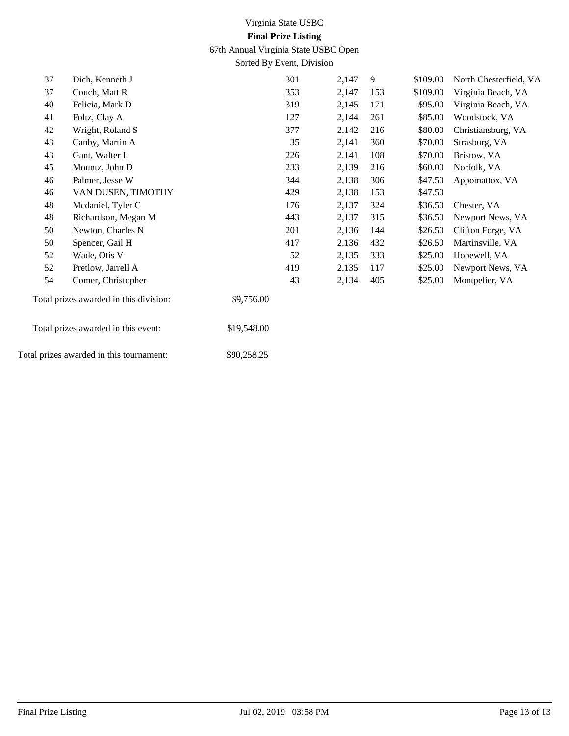Virginia State USBC

**Final Prize Listing**

67th Annual Virginia State USBC Open

Sorted By Event, Division

| | | | | | | |
|---|---|---|---|---|---|---|
| 37 | Dich, Kenneth J | 301 | 2,147 | 9 | $109.00 | North Chesterfield, VA |
| 37 | Couch, Matt R | 353 | 2,147 | 153 | $109.00 | Virginia Beach, VA |
| 40 | Felicia, Mark D | 319 | 2,145 | 171 | $95.00 | Virginia Beach, VA |
| 41 | Foltz, Clay A | 127 | 2,144 | 261 | $85.00 | Woodstock, VA |
| 42 | Wright, Roland S | 377 | 2,142 | 216 | $80.00 | Christiansburg, VA |
| 43 | Canby, Martin A | 35 | 2,141 | 360 | $70.00 | Strasburg, VA |
| 43 | Gant, Walter L | 226 | 2,141 | 108 | $70.00 | Bristow, VA |
| 45 | Mountz, John D | 233 | 2,139 | 216 | $60.00 | Norfolk, VA |
| 46 | Palmer, Jesse W | 344 | 2,138 | 306 | $47.50 | Appomattox, VA |
| 46 | VAN DUSEN, TIMOTHY | 429 | 2,138 | 153 | $47.50 | |
| 48 | Mcdaniel, Tyler C | 176 | 2,137 | 324 | $36.50 | Chester, VA |
| 48 | Richardson, Megan M | 443 | 2,137 | 315 | $36.50 | Newport News, VA |
| 50 | Newton, Charles N | 201 | 2,136 | 144 | $26.50 | Clifton Forge, VA |
| 50 | Spencer, Gail H | 417 | 2,136 | 432 | $26.50 | Martinsville, VA |
| 52 | Wade, Otis V | 52 | 2,135 | 333 | $25.00 | Hopewell, VA |
| 52 | Pretlow, Jarrell A | 419 | 2,135 | 117 | $25.00 | Newport News, VA |
| 54 | Comer, Christopher | 43 | 2,134 | 405 | $25.00 | Montpelier, VA |

Total prizes awarded in this division: $9,756.00

Total prizes awarded in this event: $19,548.00

Total prizes awarded in this tournament: $90,258.25